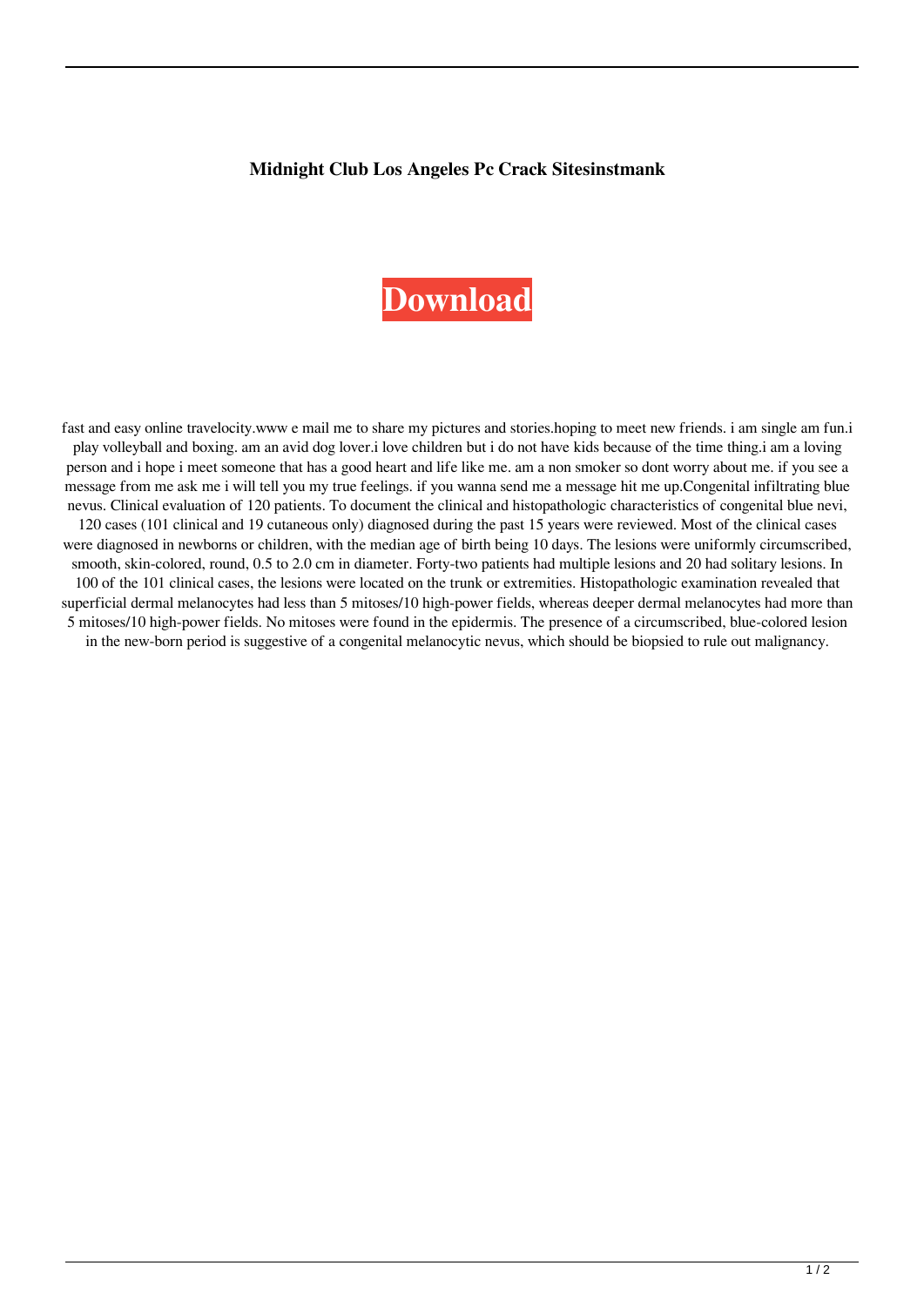**Midnight Club Los Angeles Pc Crack Sitesinstmank**

**Download**

fast and easy online travelocity.www e mail me to share my pictures and stories.hoping to meet new friends. i am single am fun.i play volleyball and boxing. am an avid dog lover.i love children but i do not have kids because of the time thing.i am a loving person and i hope i meet someone that has a good heart and life like me. am a non smoker so dont worry about me. if you see a message from me ask me i will tell you my true feelings. if you wanna send me a message hit me up.Congenital infiltrating blue nevus. Clinical evaluation of 120 patients. To document the clinical and histopathologic characteristics of congenital blue nevi, 120 cases (101 clinical and 19 cutaneous only) diagnosed during the past 15 years were reviewed. Most of the clinical cases were diagnosed in newborns or children, with the median age of birth being 10 days. The lesions were uniformly circumscribed, smooth, skin-colored, round, 0.5 to 2.0 cm in diameter. Forty-two patients had multiple lesions and 20 had solitary lesions. In 100 of the 101 clinical cases, the lesions were located on the trunk or extremities. Histopathologic examination revealed that superficial dermal melanocytes had less than 5 mitoses/10 high-power fields, whereas deeper dermal melanocytes had more than 5 mitoses/10 high-power fields. No mitoses were found in the epidermis. The presence of a circumscribed, blue-colored lesion in the new-born period is suggestive of a congenital melanocytic nevus, which should be biopsied to rule out malignancy.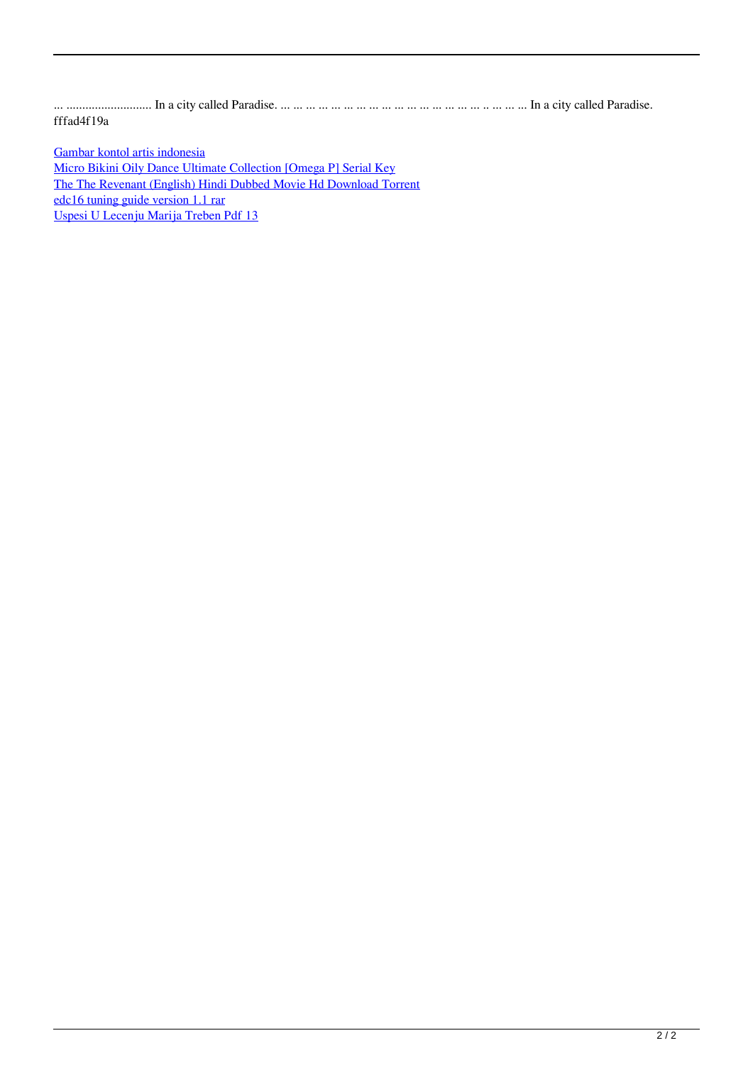... ........................... In a city called Paradise. ... ... ... ... ... ... ... ... ... ... ... ... ... ... ... ... ... .. ... ... ... In a city called Paradise.
fffad4f19a

Gambar kontol artis indonesia
Micro Bikini Oily Dance Ultimate Collection [Omega P] Serial Key
The The Revenant (English) Hindi Dubbed Movie Hd Download Torrent
edc16 tuning guide version 1.1 rar
Uspesi U Lecenju Marija Treben Pdf 13